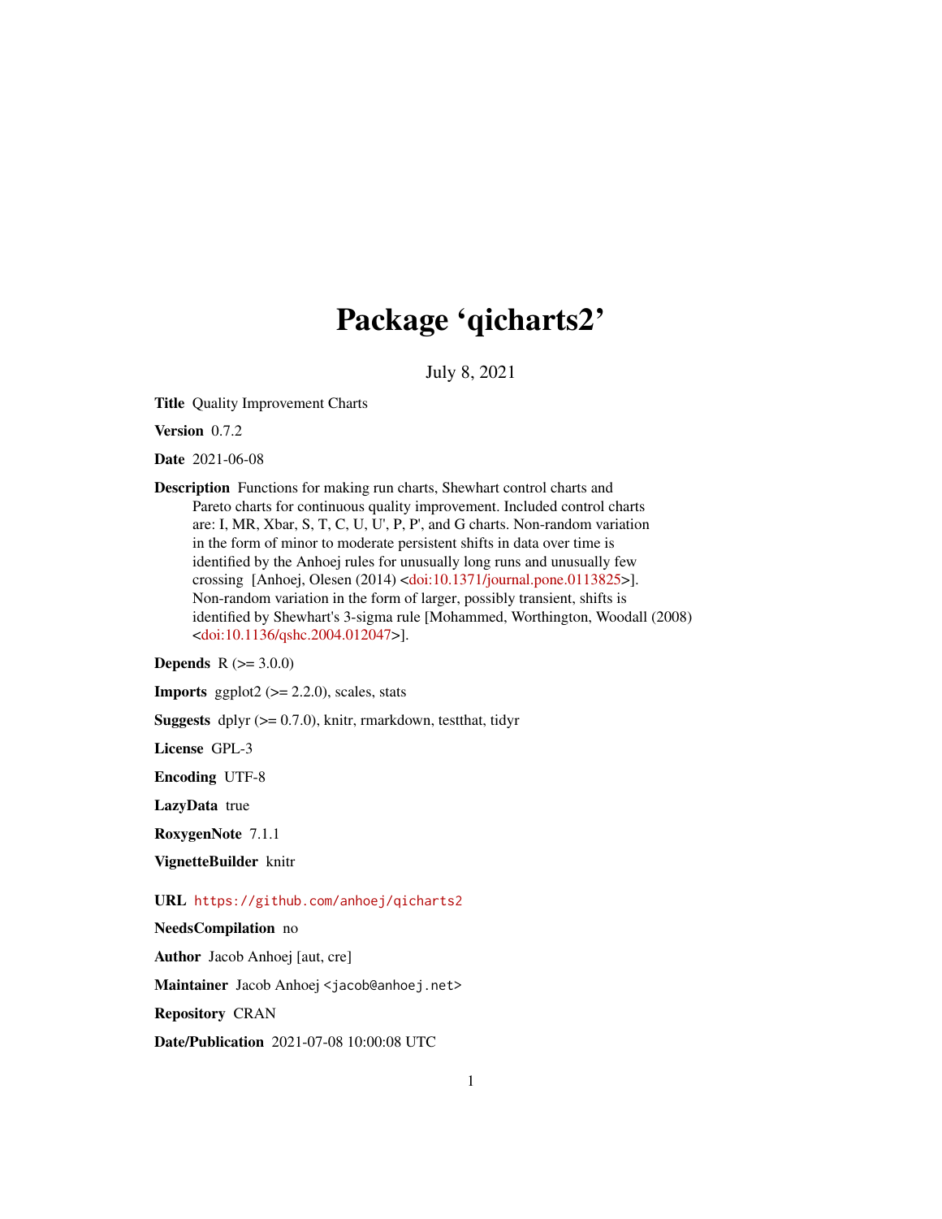# Package 'qicharts2'

July 8, 2021

**Title** Quality Improvement Charts

**Version** 0.7.2

**Date** 2021-06-08

**Description** Functions for making run charts, Shewhart control charts and Pareto charts for continuous quality improvement. Included control charts are: I, MR, Xbar, S, T, C, U, U', P, P', and G charts. Non-random variation in the form of minor to moderate persistent shifts in data over time is identified by the Anhoej rules for unusually long runs and unusually few crossing [Anhoej, Olesen (2014) <doi:10.1371/journal.pone.0113825>]. Non-random variation in the form of larger, possibly transient, shifts is identified by Shewhart's 3-sigma rule [Mohammed, Worthington, Woodall (2008) <doi:10.1136/qshc.2004.012047>].

**Depends** R (>= 3.0.0)

**Imports** ggplot2 (>= 2.2.0), scales, stats

**Suggests** dplyr (>= 0.7.0), knitr, rmarkdown, testthat, tidyr

**License** GPL-3

**Encoding** UTF-8

**LazyData** true

**RoxygenNote** 7.1.1

**VignetteBuilder** knitr

**URL** https://github.com/anhoej/qicharts2

**NeedsCompilation** no

**Author** Jacob Anhoej [aut, cre]

**Maintainer** Jacob Anhoej <jacob@anhoej.net>

**Repository** CRAN

**Date/Publication** 2021-07-08 10:00:08 UTC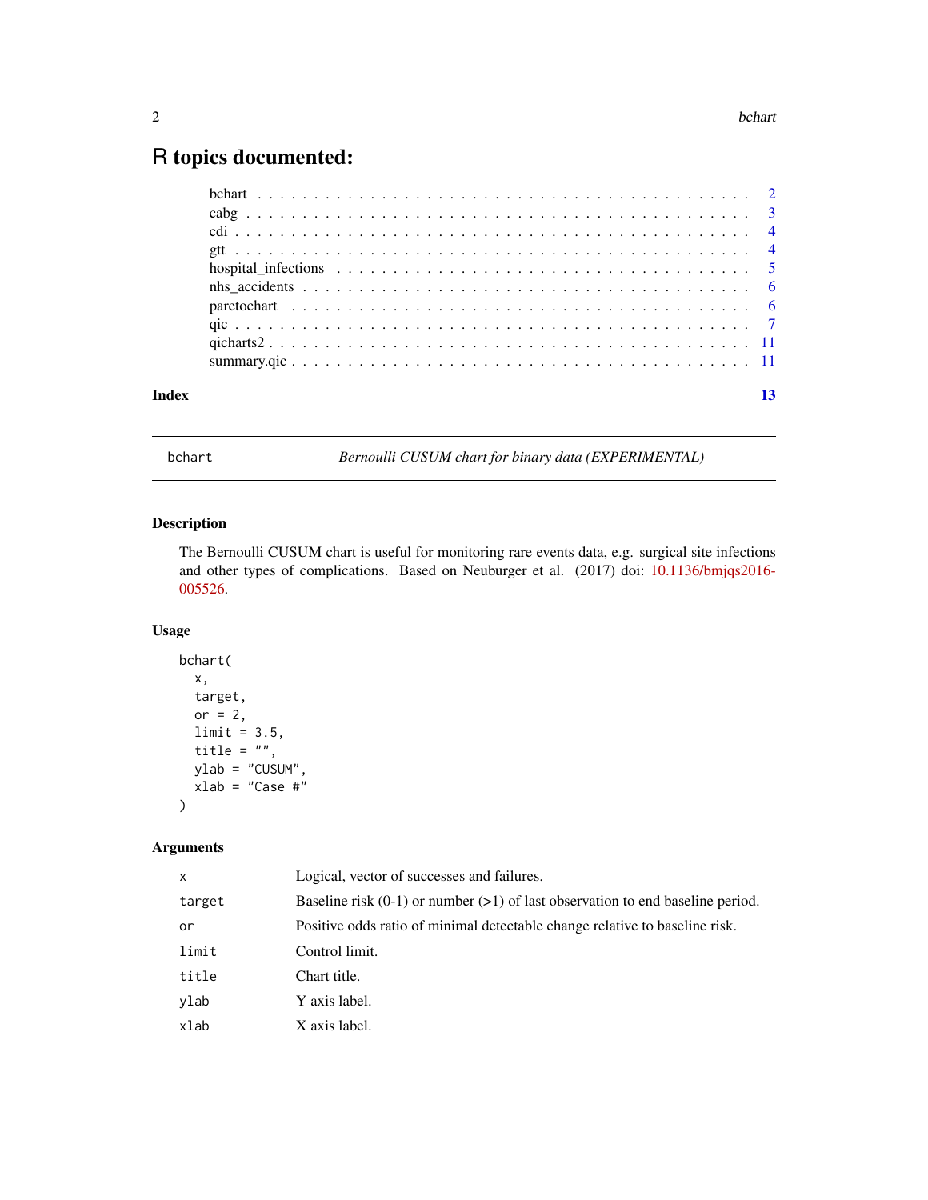# R topics documented:

| | |
|---|---|
| bchart | 2 |
| cabg | 3 |
| cdi | 4 |
| gtt | 4 |
| hospital_infections | 5 |
| nhs_accidents | 6 |
| paretochart | 6 |
| qic | 7 |
| qicharts2 | 11 |
| summary.qic | 11 |
| **Index** | **13** |

---

`bchart` — *Bernoulli CUSUM chart for binary data (EXPERIMENTAL)*

---

### Description

The Bernoulli CUSUM chart is useful for monitoring rare events data, e.g. surgical site infections and other types of complications. Based on Neuburger et al. (2017) doi: 10.1136/bmjqs2016-005526.

### Usage

```
bchart(
  x,
  target,
  or = 2,
  limit = 3.5,
  title = "",
  ylab = "CUSUM",
  xlab = "Case #"
)
```

### Arguments

| | |
|---|---|
| x | Logical, vector of successes and failures. |
| target | Baseline risk (0-1) or number (>1) of last observation to end baseline period. |
| or | Positive odds ratio of minimal detectable change relative to baseline risk. |
| limit | Control limit. |
| title | Chart title. |
| ylab | Y axis label. |
| xlab | X axis label. |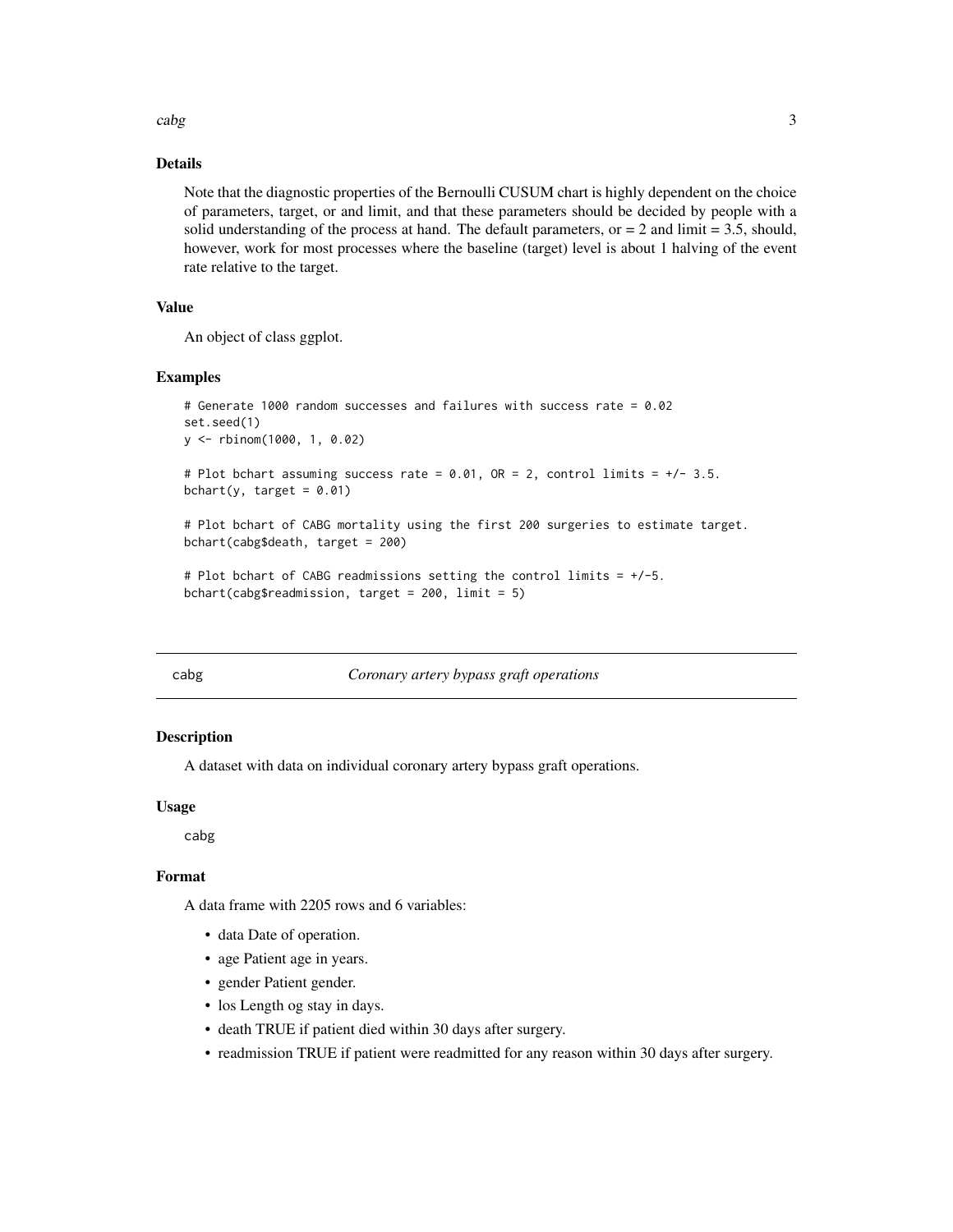### Details

Note that the diagnostic properties of the Bernoulli CUSUM chart is highly dependent on the choice of parameters, target, or and limit, and that these parameters should be decided by people with a solid understanding of the process at hand. The default parameters, or = 2 and limit = 3.5, should, however, work for most processes where the baseline (target) level is about 1 halving of the event rate relative to the target.

### Value

An object of class ggplot.

### Examples

```
# Generate 1000 random successes and failures with success rate = 0.02
set.seed(1)
y <- rbinom(1000, 1, 0.02)

# Plot bchart assuming success rate = 0.01, OR = 2, control limits = +/- 3.5.
bchart(y, target = 0.01)

# Plot bchart of CABG mortality using the first 200 surgeries to estimate target.
bchart(cabg$death, target = 200)

# Plot bchart of CABG readmissions setting the control limits = +/-5.
bchart(cabg$readmission, target = 200, limit = 5)
```

---

## cabg — *Coronary artery bypass graft operations*

### Description

A dataset with data on individual coronary artery bypass graft operations.

### Usage

```
cabg
```

### Format

A data frame with 2205 rows and 6 variables:

- data Date of operation.
- age Patient age in years.
- gender Patient gender.
- los Length og stay in days.
- death TRUE if patient died within 30 days after surgery.
- readmission TRUE if patient were readmitted for any reason within 30 days after surgery.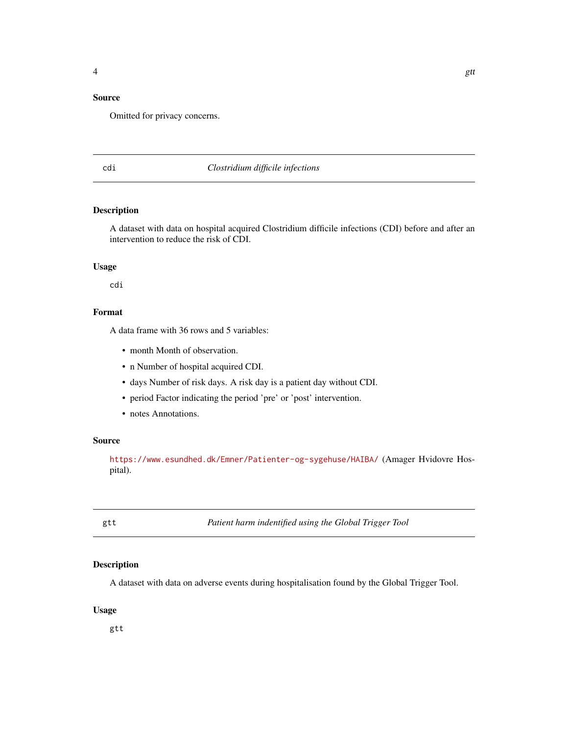### Source

Omitted for privacy concerns.

---

## cdi — *Clostridium difficile infections*

---

### Description

A dataset with data on hospital acquired Clostridium difficile infections (CDI) before and after an intervention to reduce the risk of CDI.

### Usage

```
cdi
```

### Format

A data frame with 36 rows and 5 variables:

- month Month of observation.
- n Number of hospital acquired CDI.
- days Number of risk days. A risk day is a patient day without CDI.
- period Factor indicating the period 'pre' or 'post' intervention.
- notes Annotations.

### Source

https://www.esundhed.dk/Emner/Patienter-og-sygehuse/HAIBA/ (Amager Hvidovre Hospital).

---

## gtt — *Patient harm indentified using the Global Trigger Tool*

---

### Description

A dataset with data on adverse events during hospitalisation found by the Global Trigger Tool.

### Usage

```
gtt
```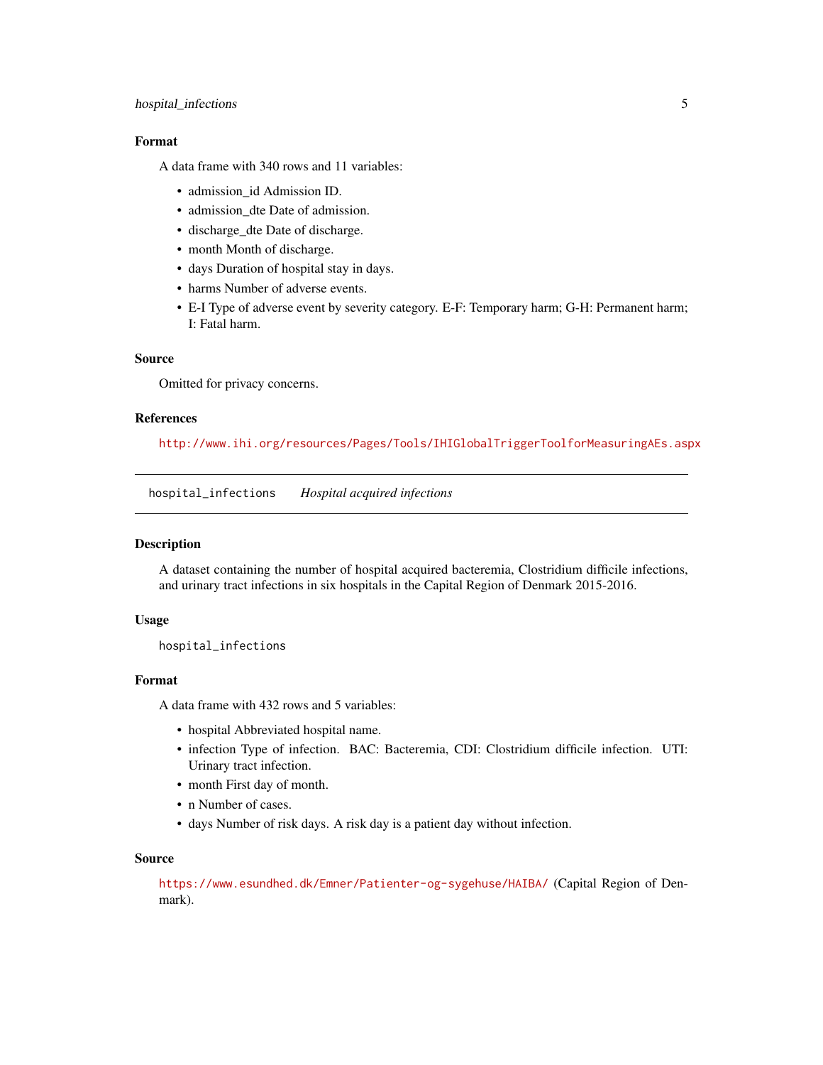### Format

A data frame with 340 rows and 11 variables:

- admission_id Admission ID.
- admission_dte Date of admission.
- discharge_dte Date of discharge.
- month Month of discharge.
- days Duration of hospital stay in days.
- harms Number of adverse events.
- E-I Type of adverse event by severity category. E-F: Temporary harm; G-H: Permanent harm; I: Fatal harm.

### Source

Omitted for privacy concerns.

### References

http://www.ihi.org/resources/Pages/Tools/IHIGlobalTriggerToolforMeasuringAEs.aspx

---

## `hospital_infections` *Hospital acquired infections*

---

### Description

A dataset containing the number of hospital acquired bacteremia, Clostridium difficile infections, and urinary tract infections in six hospitals in the Capital Region of Denmark 2015-2016.

### Usage

```
hospital_infections
```

### Format

A data frame with 432 rows and 5 variables:

- hospital Abbreviated hospital name.
- infection Type of infection. BAC: Bacteremia, CDI: Clostridium difficile infection. UTI: Urinary tract infection.
- month First day of month.
- n Number of cases.
- days Number of risk days. A risk day is a patient day without infection.

### Source

https://www.esundhed.dk/Emner/Patienter-og-sygehuse/HAIBA/ (Capital Region of Denmark).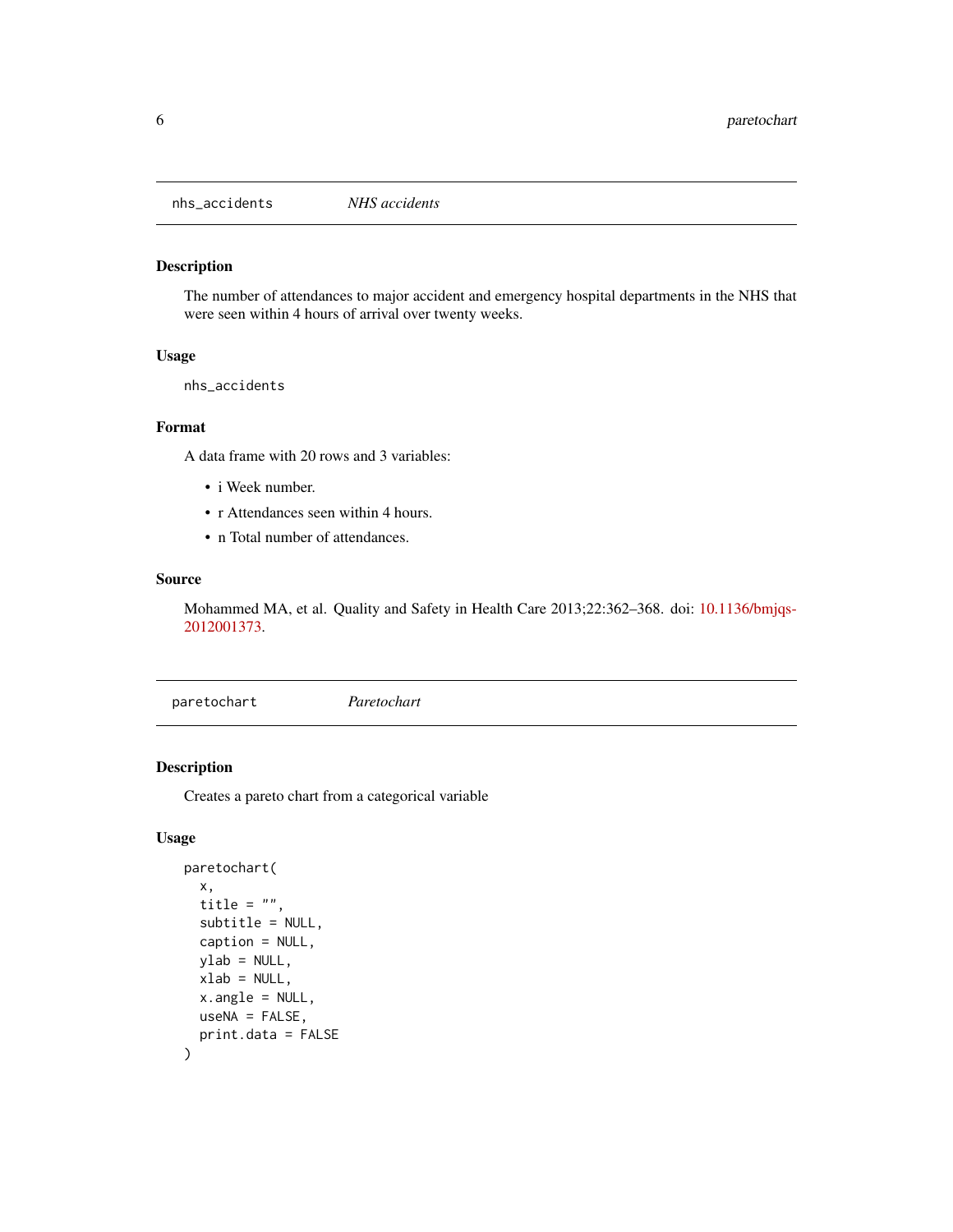## `nhs_accidents` *NHS accidents*

### Description

The number of attendances to major accident and emergency hospital departments in the NHS that were seen within 4 hours of arrival over twenty weeks.

### Usage

```
nhs_accidents
```

### Format

A data frame with 20 rows and 3 variables:

- i Week number.
- r Attendances seen within 4 hours.
- n Total number of attendances.

### Source

Mohammed MA, et al. Quality and Safety in Health Care 2013;22:362–368. doi: 10.1136/bmjqs-2012001373.

## `paretochart` *Paretochart*

### Description

Creates a pareto chart from a categorical variable

### Usage

```
paretochart(
  x,
  title = "",
  subtitle = NULL,
  caption = NULL,
  ylab = NULL,
  xlab = NULL,
  x.angle = NULL,
  useNA = FALSE,
  print.data = FALSE
)
```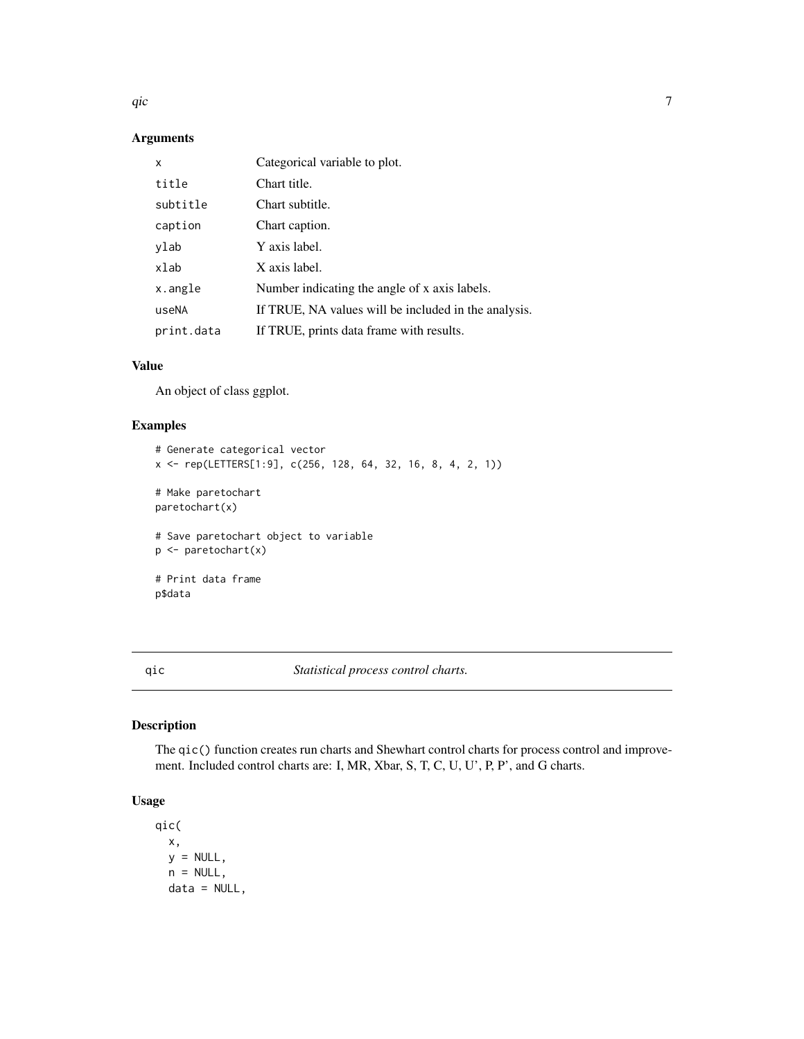## Arguments

| | |
|---|---|
| `x` | Categorical variable to plot. |
| `title` | Chart title. |
| `subtitle` | Chart subtitle. |
| `caption` | Chart caption. |
| `ylab` | Y axis label. |
| `xlab` | X axis label. |
| `x.angle` | Number indicating the angle of x axis labels. |
| `useNA` | If TRUE, NA values will be included in the analysis. |
| `print.data` | If TRUE, prints data frame with results. |

## Value

An object of class ggplot.

## Examples

```
# Generate categorical vector
x <- rep(LETTERS[1:9], c(256, 128, 64, 32, 16, 8, 4, 2, 1))

# Make paretochart
paretochart(x)

# Save paretochart object to variable
p <- paretochart(x)

# Print data frame
p$data
```

---

# qic — *Statistical process control charts.*

## Description

The `qic()` function creates run charts and Shewhart control charts for process control and improvement. Included control charts are: I, MR, Xbar, S, T, C, U, U', P, P', and G charts.

## Usage

```
qic(
  x,
  y = NULL,
  n = NULL,
  data = NULL,
```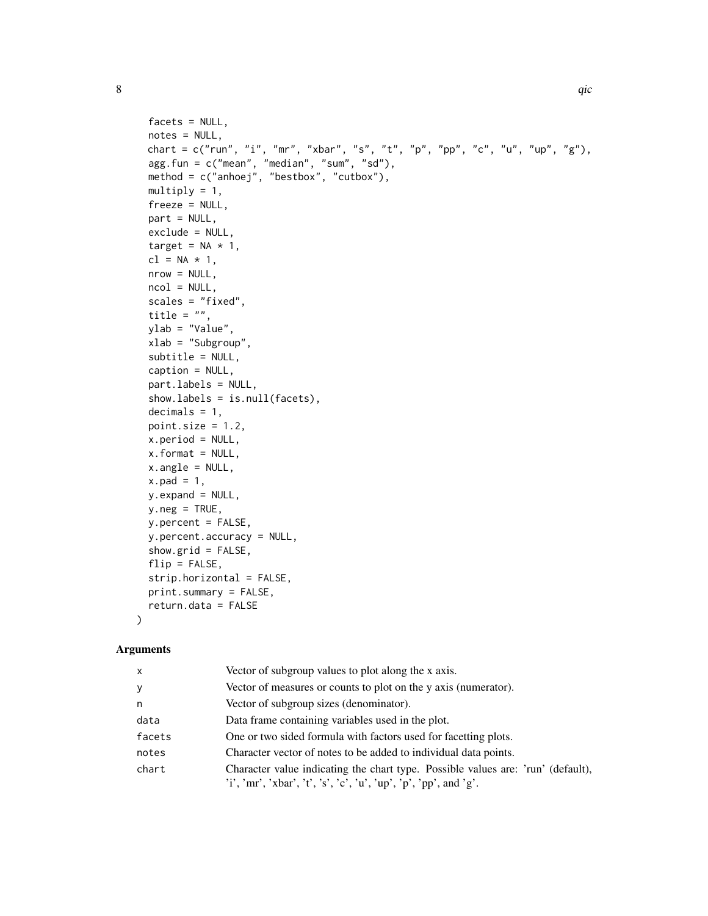```
  facets = NULL,
  notes = NULL,
  chart = c("run", "i", "mr", "xbar", "s", "t", "p", "pp", "c", "u", "up", "g"),
  agg.fun = c("mean", "median", "sum", "sd"),
  method = c("anhoej", "bestbox", "cutbox"),
  multiply = 1,
  freeze = NULL,
  part = NULL,
  exclude = NULL,
  target = NA * 1,
  cl = NA * 1,
  nrow = NULL,
  ncol = NULL,
  scales = "fixed",
  title = "",
  ylab = "Value",
  xlab = "Subgroup",
  subtitle = NULL,
  caption = NULL,
  part.labels = NULL,
  show.labels = is.null(facets),
  decimals = 1,
  point.size = 1.2,
  x.period = NULL,
  x.format = NULL,
  x.angle = NULL,
  x.pad = 1,
  y.expand = NULL,
  y.neg = TRUE,
  y.percent = FALSE,
  y.percent.accuracy = NULL,
  show.grid = FALSE,
  flip = FALSE,
  strip.horizontal = FALSE,
  print.summary = FALSE,
  return.data = FALSE
)
```

## Arguments

| | |
|---|---|
| `x` | Vector of subgroup values to plot along the x axis. |
| `y` | Vector of measures or counts to plot on the y axis (numerator). |
| `n` | Vector of subgroup sizes (denominator). |
| `data` | Data frame containing variables used in the plot. |
| `facets` | One or two sided formula with factors used for facetting plots. |
| `notes` | Character vector of notes to be added to individual data points. |
| `chart` | Character value indicating the chart type. Possible values are: 'run' (default), 'i', 'mr', 'xbar', 't', 's', 'c', 'u', 'up', 'p', 'pp', and 'g'. |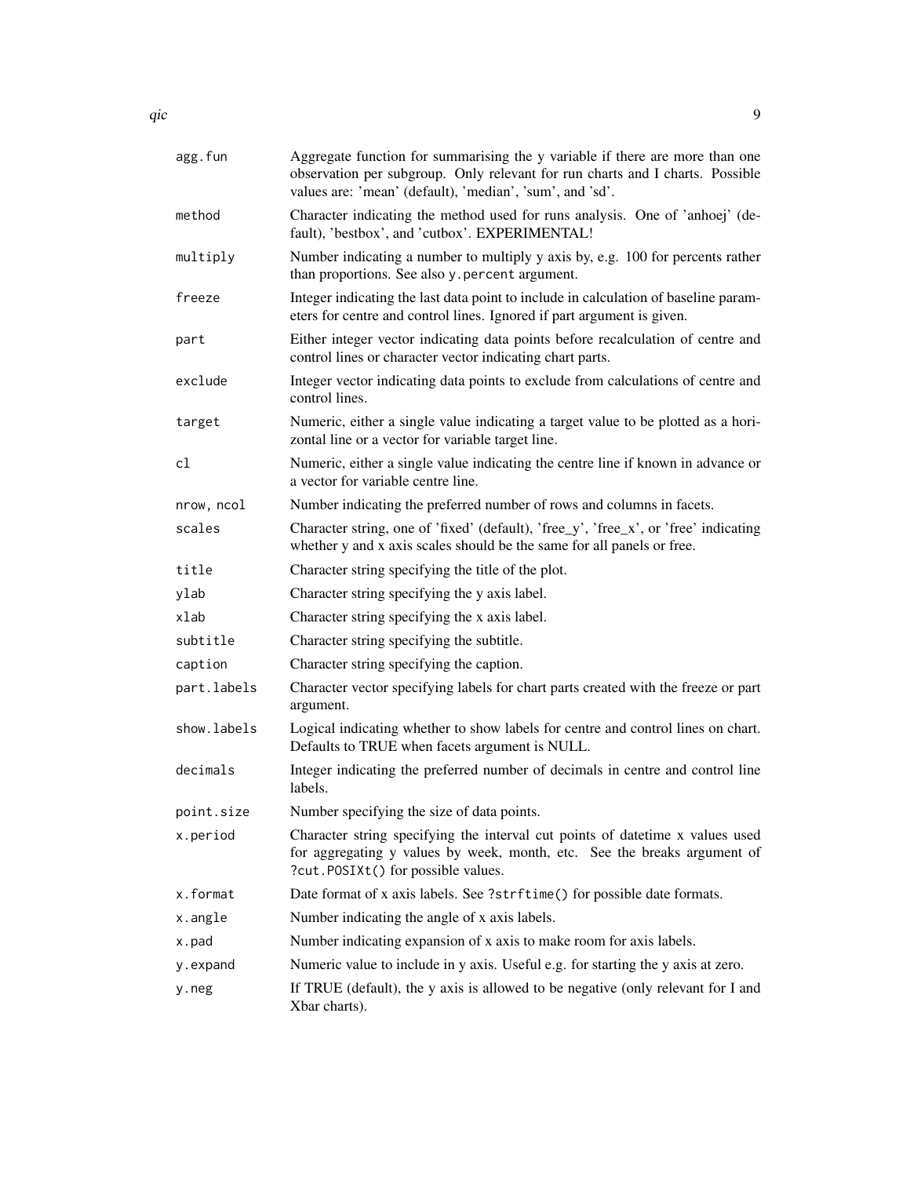| | |
|---|---|
| `agg.fun` | Aggregate function for summarising the y variable if there are more than one observation per subgroup. Only relevant for run charts and I charts. Possible values are: 'mean' (default), 'median', 'sum', and 'sd'. |
| `method` | Character indicating the method used for runs analysis. One of 'anhoej' (default), 'bestbox', and 'cutbox'. EXPERIMENTAL! |
| `multiply` | Number indicating a number to multiply y axis by, e.g. 100 for percents rather than proportions. See also `y.percent` argument. |
| `freeze` | Integer indicating the last data point to include in calculation of baseline parameters for centre and control lines. Ignored if part argument is given. |
| `part` | Either integer vector indicating data points before recalculation of centre and control lines or character vector indicating chart parts. |
| `exclude` | Integer vector indicating data points to exclude from calculations of centre and control lines. |
| `target` | Numeric, either a single value indicating a target value to be plotted as a horizontal line or a vector for variable target line. |
| `cl` | Numeric, either a single value indicating the centre line if known in advance or a vector for variable centre line. |
| `nrow, ncol` | Number indicating the preferred number of rows and columns in facets. |
| `scales` | Character string, one of 'fixed' (default), 'free_y', 'free_x', or 'free' indicating whether y and x axis scales should be the same for all panels or free. |
| `title` | Character string specifying the title of the plot. |
| `ylab` | Character string specifying the y axis label. |
| `xlab` | Character string specifying the x axis label. |
| `subtitle` | Character string specifying the subtitle. |
| `caption` | Character string specifying the caption. |
| `part.labels` | Character vector specifying labels for chart parts created with the freeze or part argument. |
| `show.labels` | Logical indicating whether to show labels for centre and control lines on chart. Defaults to TRUE when facets argument is NULL. |
| `decimals` | Integer indicating the preferred number of decimals in centre and control line labels. |
| `point.size` | Number specifying the size of data points. |
| `x.period` | Character string specifying the interval cut points of datetime x values used for aggregating y values by week, month, etc. See the breaks argument of `?cut.POSIXt()` for possible values. |
| `x.format` | Date format of x axis labels. See `?strftime()` for possible date formats. |
| `x.angle` | Number indicating the angle of x axis labels. |
| `x.pad` | Number indicating expansion of x axis to make room for axis labels. |
| `y.expand` | Numeric value to include in y axis. Useful e.g. for starting the y axis at zero. |
| `y.neg` | If TRUE (default), the y axis is allowed to be negative (only relevant for I and Xbar charts). |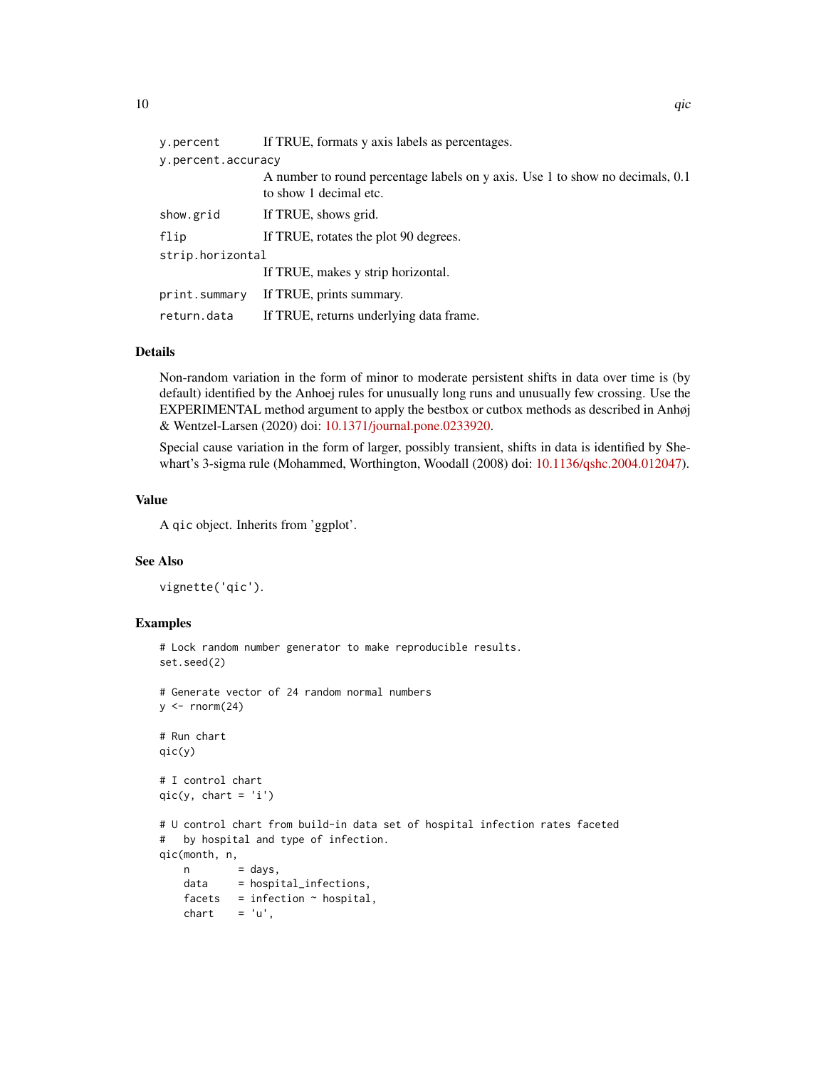| | |
|---|---|
| `y.percent` | If TRUE, formats y axis labels as percentages. |
| `y.percent.accuracy` | A number to round percentage labels on y axis. Use 1 to show no decimals, 0.1 to show 1 decimal etc. |
| `show.grid` | If TRUE, shows grid. |
| `flip` | If TRUE, rotates the plot 90 degrees. |
| `strip.horizontal` | If TRUE, makes y strip horizontal. |
| `print.summary` | If TRUE, prints summary. |
| `return.data` | If TRUE, returns underlying data frame. |

## Details

Non-random variation in the form of minor to moderate persistent shifts in data over time is (by default) identified by the Anhoej rules for unusually long runs and unusually few crossing. Use the EXPERIMENTAL method argument to apply the bestbox or cutbox methods as described in Anhøj & Wentzel-Larsen (2020) doi: 10.1371/journal.pone.0233920.

Special cause variation in the form of larger, possibly transient, shifts in data is identified by Shewhart's 3-sigma rule (Mohammed, Worthington, Woodall (2008) doi: 10.1136/qshc.2004.012047).

## Value

A `qic` object. Inherits from 'ggplot'.

## See Also

`vignette('qic')`.

## Examples

```
# Lock random number generator to make reproducible results.
set.seed(2)

# Generate vector of 24 random normal numbers
y <- rnorm(24)

# Run chart
qic(y)

# I control chart
qic(y, chart = 'i')

# U control chart from build-in data set of hospital infection rates faceted
#   by hospital and type of infection.
qic(month, n,
    n        = days,
    data     = hospital_infections,
    facets   = infection ~ hospital,
    chart    = 'u',
```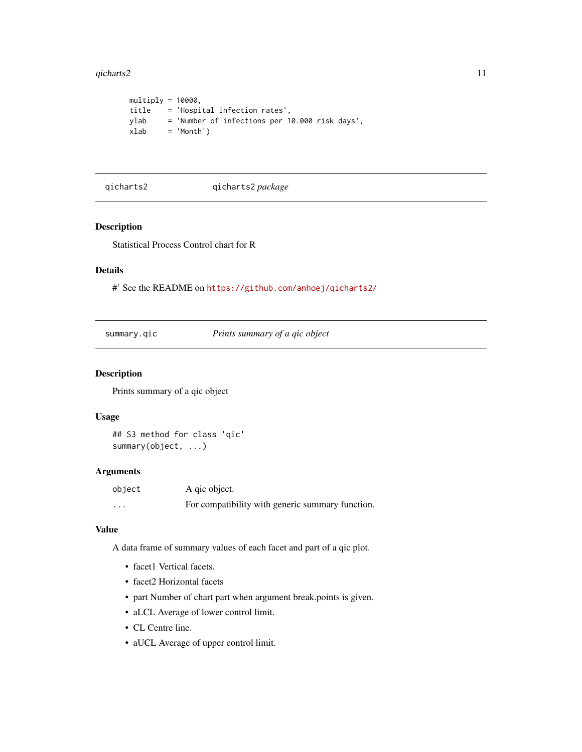```
    multiply = 10000,
    title    = 'Hospital infection rates',
    ylab     = 'Number of infections per 10.000 risk days',
    xlab     = 'Month')
```

---

## qicharts2 — *qicharts2 package*

### Description

Statistical Process Control chart for R

### Details

#' See the README on https://github.com/anhoej/qicharts2/

---

## summary.qic — *Prints summary of a qic object*

### Description

Prints summary of a qic object

### Usage

```
## S3 method for class 'qic'
summary(object, ...)
```

### Arguments

| | |
|---|---|
| object | A qic object. |
| ... | For compatibility with generic summary function. |

### Value

A data frame of summary values of each facet and part of a qic plot.

- facet1 Vertical facets.
- facet2 Horizontal facets
- part Number of chart part when argument break.points is given.
- aLCL Average of lower control limit.
- CL Centre line.
- aUCL Average of upper control limit.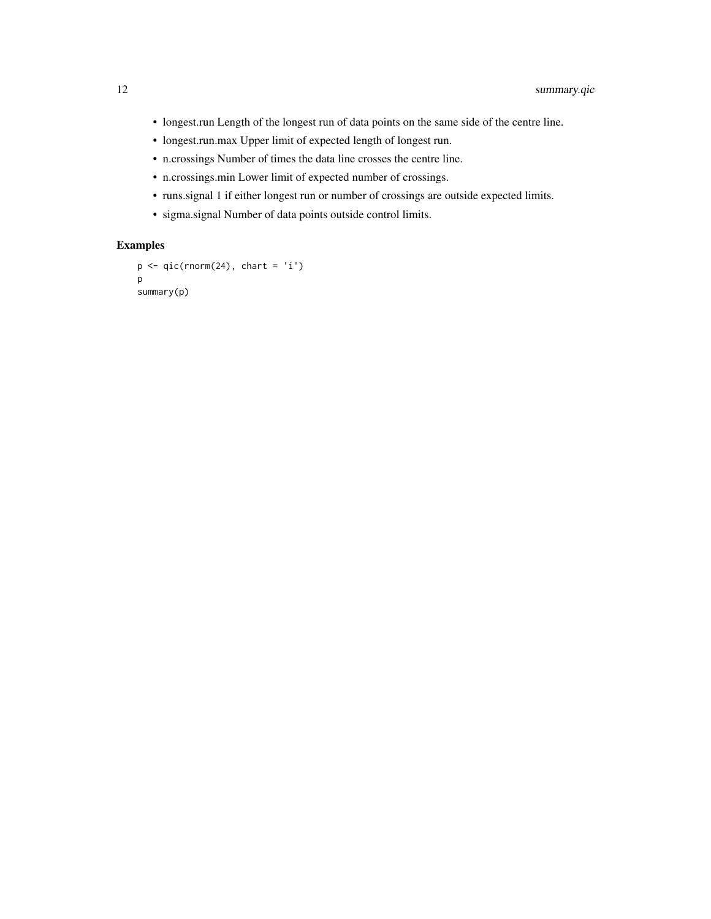- longest.run Length of the longest run of data points on the same side of the centre line.
- longest.run.max Upper limit of expected length of longest run.
- n.crossings Number of times the data line crosses the centre line.
- n.crossings.min Lower limit of expected number of crossings.
- runs.signal 1 if either longest run or number of crossings are outside expected limits.
- sigma.signal Number of data points outside control limits.

## Examples

```
p <- qic(rnorm(24), chart = 'i')
p
summary(p)
```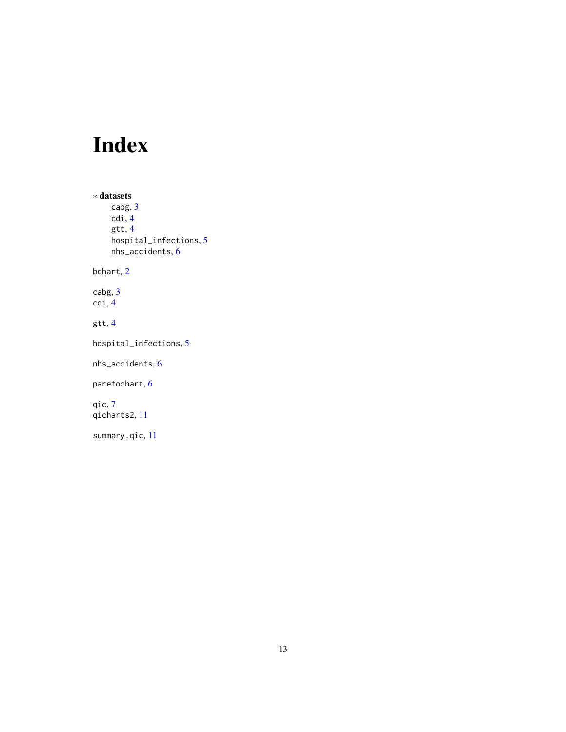# Index

∗ **datasets**

- cabg, 3
- cdi, 4
- gtt, 4
- hospital_infections, 5
- nhs_accidents, 6

bchart, 2

cabg, 3
cdi, 4

gtt, 4

hospital_infections, 5

nhs_accidents, 6

paretochart, 6

qic, 7
qicharts2, 11

summary.qic, 11